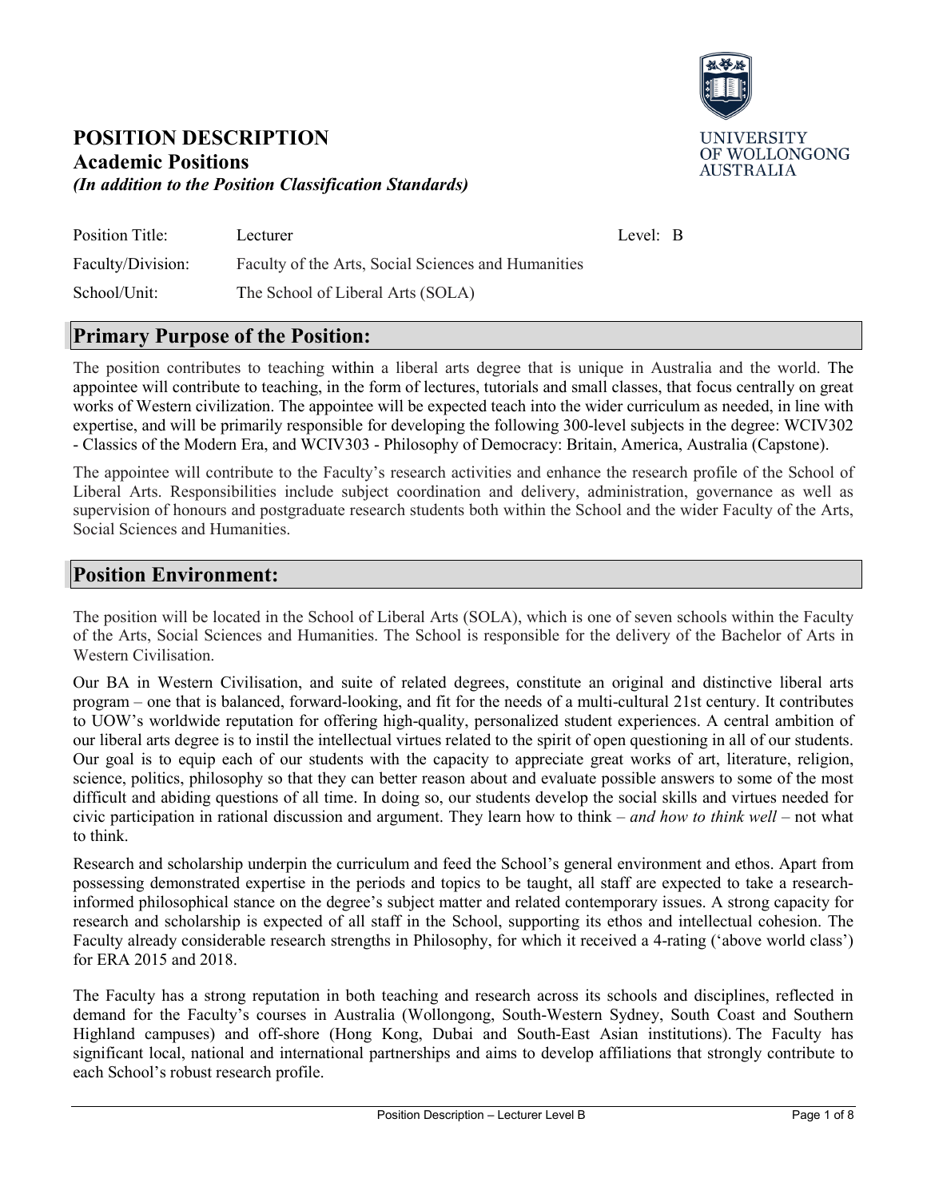# POSITION DESCRIPTION

## Academic Positions

***(In addition to the Position Classification Standards)***

UNIVERSITY OF WOLLONGONG AUSTRALIA

| Position Title: | Lecturer | Level: B |
|---|---|---|
| Faculty/Division: | Faculty of the Arts, Social Sciences and Humanities | |
| School/Unit: | The School of Liberal Arts (SOLA) | |

## Primary Purpose of the Position:

The position contributes to teaching within a liberal arts degree that is unique in Australia and the world. The appointee will contribute to teaching, in the form of lectures, tutorials and small classes, that focus centrally on great works of Western civilization. The appointee will be expected teach into the wider curriculum as needed, in line with expertise, and will be primarily responsible for developing the following 300-level subjects in the degree: WCIV302 - Classics of the Modern Era, and WCIV303 - Philosophy of Democracy: Britain, America, Australia (Capstone).

The appointee will contribute to the Faculty's research activities and enhance the research profile of the School of Liberal Arts. Responsibilities include subject coordination and delivery, administration, governance as well as supervision of honours and postgraduate research students both within the School and the wider Faculty of the Arts, Social Sciences and Humanities.

## Position Environment:

The position will be located in the School of Liberal Arts (SOLA), which is one of seven schools within the Faculty of the Arts, Social Sciences and Humanities. The School is responsible for the delivery of the Bachelor of Arts in Western Civilisation.

Our BA in Western Civilisation, and suite of related degrees, constitute an original and distinctive liberal arts program – one that is balanced, forward-looking, and fit for the needs of a multi-cultural 21st century. It contributes to UOW's worldwide reputation for offering high-quality, personalized student experiences. A central ambition of our liberal arts degree is to instil the intellectual virtues related to the spirit of open questioning in all of our students. Our goal is to equip each of our students with the capacity to appreciate great works of art, literature, religion, science, politics, philosophy so that they can better reason about and evaluate possible answers to some of the most difficult and abiding questions of all time. In doing so, our students develop the social skills and virtues needed for civic participation in rational discussion and argument. They learn how to think – *and how to think well* – not what to think.

Research and scholarship underpin the curriculum and feed the School's general environment and ethos. Apart from possessing demonstrated expertise in the periods and topics to be taught, all staff are expected to take a research-informed philosophical stance on the degree's subject matter and related contemporary issues. A strong capacity for research and scholarship is expected of all staff in the School, supporting its ethos and intellectual cohesion. The Faculty already considerable research strengths in Philosophy, for which it received a 4-rating ('above world class') for ERA 2015 and 2018.

The Faculty has a strong reputation in both teaching and research across its schools and disciplines, reflected in demand for the Faculty's courses in Australia (Wollongong, South-Western Sydney, South Coast and Southern Highland campuses) and off-shore (Hong Kong, Dubai and South-East Asian institutions). The Faculty has significant local, national and international partnerships and aims to develop affiliations that strongly contribute to each School's robust research profile.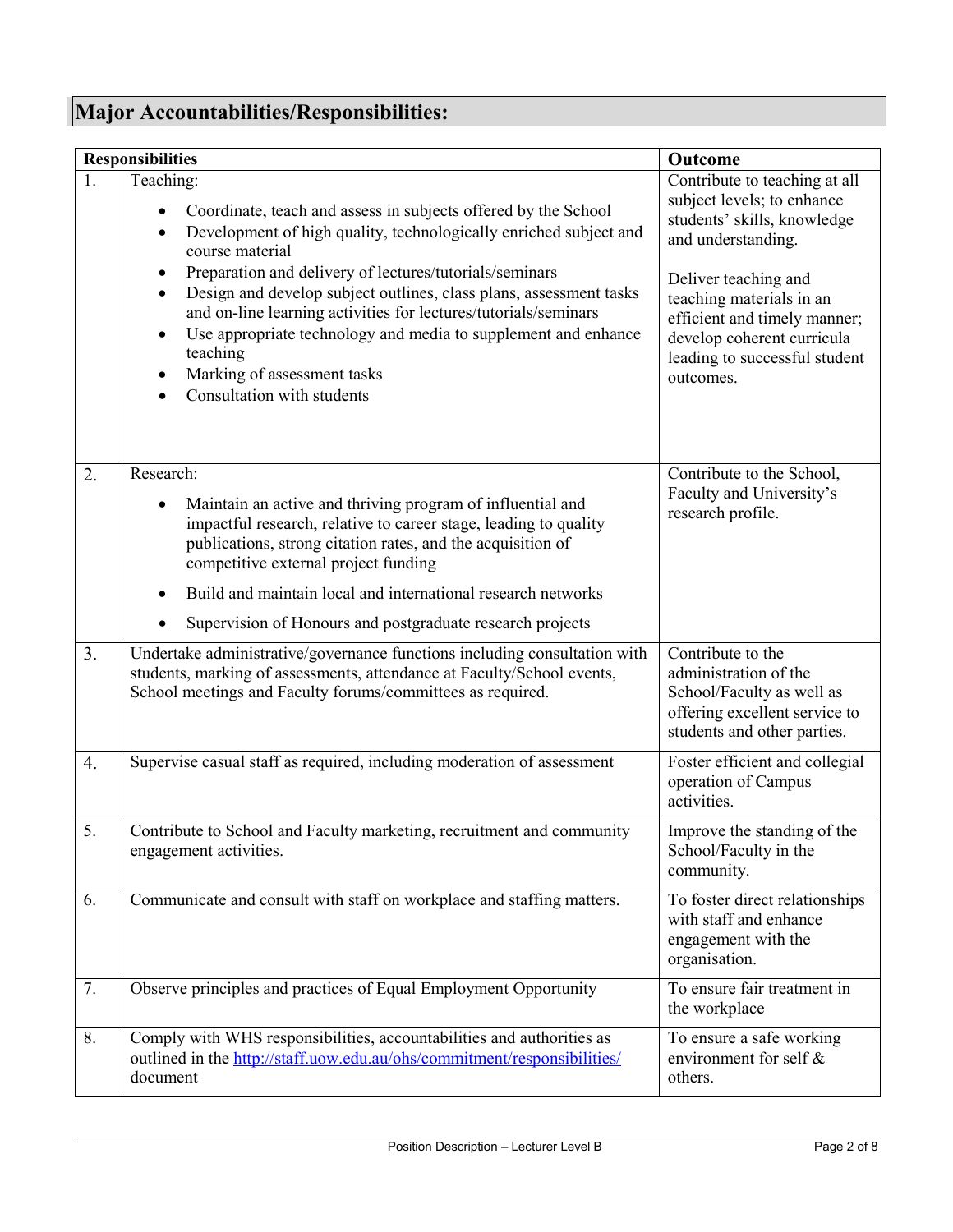## Major Accountabilities/Responsibilities:

| | Responsibilities | Outcome |
|---|---|---|
| 1. | Teaching:<br>• Coordinate, teach and assess in subjects offered by the School<br>• Development of high quality, technologically enriched subject and course material<br>• Preparation and delivery of lectures/tutorials/seminars<br>• Design and develop subject outlines, class plans, assessment tasks and on-line learning activities for lectures/tutorials/seminars<br>• Use appropriate technology and media to supplement and enhance teaching<br>• Marking of assessment tasks<br>• Consultation with students | Contribute to teaching at all subject levels; to enhance students' skills, knowledge and understanding.<br><br>Deliver teaching and teaching materials in an efficient and timely manner; develop coherent curricula leading to successful student outcomes. |
| 2. | Research:<br>• Maintain an active and thriving program of influential and impactful research, relative to career stage, leading to quality publications, strong citation rates, and the acquisition of competitive external project funding<br>• Build and maintain local and international research networks<br>• Supervision of Honours and postgraduate research projects | Contribute to the School, Faculty and University's research profile. |
| 3. | Undertake administrative/governance functions including consultation with students, marking of assessments, attendance at Faculty/School events, School meetings and Faculty forums/committees as required. | Contribute to the administration of the School/Faculty as well as offering excellent service to students and other parties. |
| 4. | Supervise casual staff as required, including moderation of assessment | Foster efficient and collegial operation of Campus activities. |
| 5. | Contribute to School and Faculty marketing, recruitment and community engagement activities. | Improve the standing of the School/Faculty in the community. |
| 6. | Communicate and consult with staff on workplace and staffing matters. | To foster direct relationships with staff and enhance engagement with the organisation. |
| 7. | Observe principles and practices of Equal Employment Opportunity | To ensure fair treatment in the workplace |
| 8. | Comply with WHS responsibilities, accountabilities and authorities as outlined in the [http://staff.uow.edu.au/ohs/commitment/responsibilities/](http://staff.uow.edu.au/ohs/commitment/responsibilities/) document | To ensure a safe working environment for self & others. |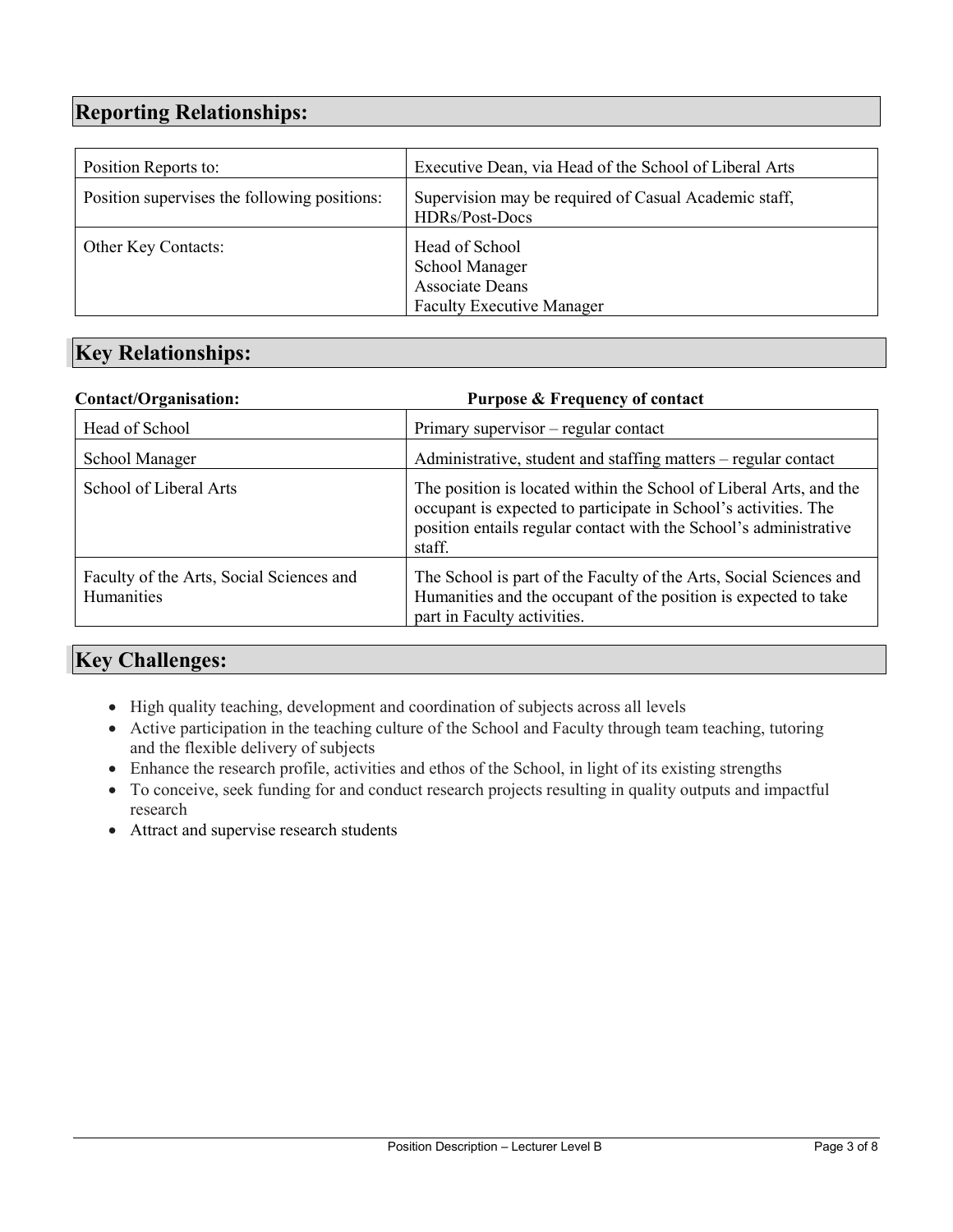## Reporting Relationships:

| | |
|---|---|
| Position Reports to: | Executive Dean, via Head of the School of Liberal Arts |
| Position supervises the following positions: | Supervision may be required of Casual Academic staff, HDRs/Post-Docs |
| Other Key Contacts: | Head of School<br>School Manager<br>Associate Deans<br>Faculty Executive Manager |

## Key Relationships:

| Contact/Organisation: | Purpose & Frequency of contact |
|---|---|
| Head of School | Primary supervisor – regular contact |
| School Manager | Administrative, student and staffing matters – regular contact |
| School of Liberal Arts | The position is located within the School of Liberal Arts, and the occupant is expected to participate in School's activities. The position entails regular contact with the School's administrative staff. |
| Faculty of the Arts, Social Sciences and Humanities | The School is part of the Faculty of the Arts, Social Sciences and Humanities and the occupant of the position is expected to take part in Faculty activities. |

## Key Challenges:

- High quality teaching, development and coordination of subjects across all levels
- Active participation in the teaching culture of the School and Faculty through team teaching, tutoring and the flexible delivery of subjects
- Enhance the research profile, activities and ethos of the School, in light of its existing strengths
- To conceive, seek funding for and conduct research projects resulting in quality outputs and impactful research
- Attract and supervise research students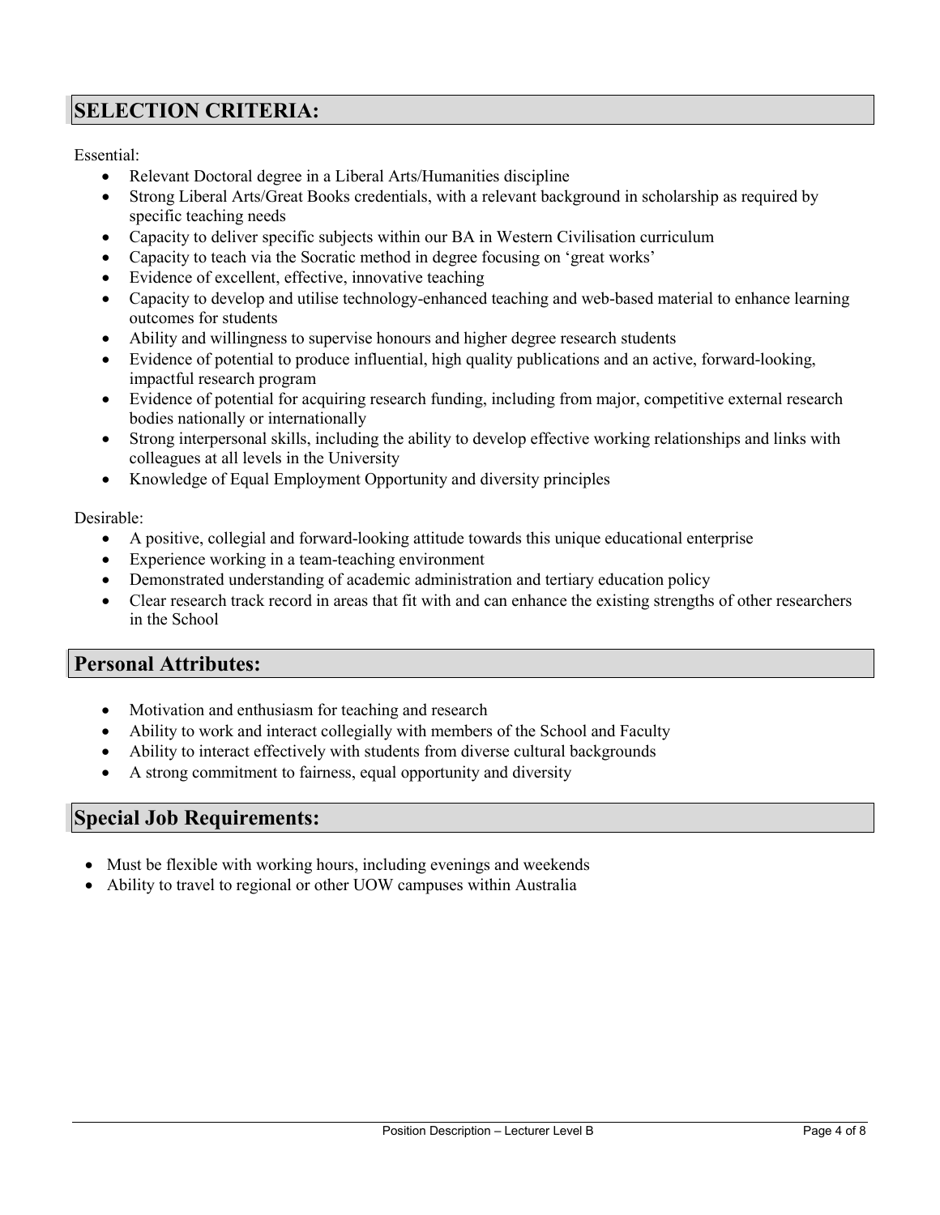## SELECTION CRITERIA:

Essential:

- Relevant Doctoral degree in a Liberal Arts/Humanities discipline
- Strong Liberal Arts/Great Books credentials, with a relevant background in scholarship as required by specific teaching needs
- Capacity to deliver specific subjects within our BA in Western Civilisation curriculum
- Capacity to teach via the Socratic method in degree focusing on 'great works'
- Evidence of excellent, effective, innovative teaching
- Capacity to develop and utilise technology-enhanced teaching and web-based material to enhance learning outcomes for students
- Ability and willingness to supervise honours and higher degree research students
- Evidence of potential to produce influential, high quality publications and an active, forward-looking, impactful research program
- Evidence of potential for acquiring research funding, including from major, competitive external research bodies nationally or internationally
- Strong interpersonal skills, including the ability to develop effective working relationships and links with colleagues at all levels in the University
- Knowledge of Equal Employment Opportunity and diversity principles

Desirable:

- A positive, collegial and forward-looking attitude towards this unique educational enterprise
- Experience working in a team-teaching environment
- Demonstrated understanding of academic administration and tertiary education policy
- Clear research track record in areas that fit with and can enhance the existing strengths of other researchers in the School

## Personal Attributes:

- Motivation and enthusiasm for teaching and research
- Ability to work and interact collegially with members of the School and Faculty
- Ability to interact effectively with students from diverse cultural backgrounds
- A strong commitment to fairness, equal opportunity and diversity

## Special Job Requirements:

- Must be flexible with working hours, including evenings and weekends
- Ability to travel to regional or other UOW campuses within Australia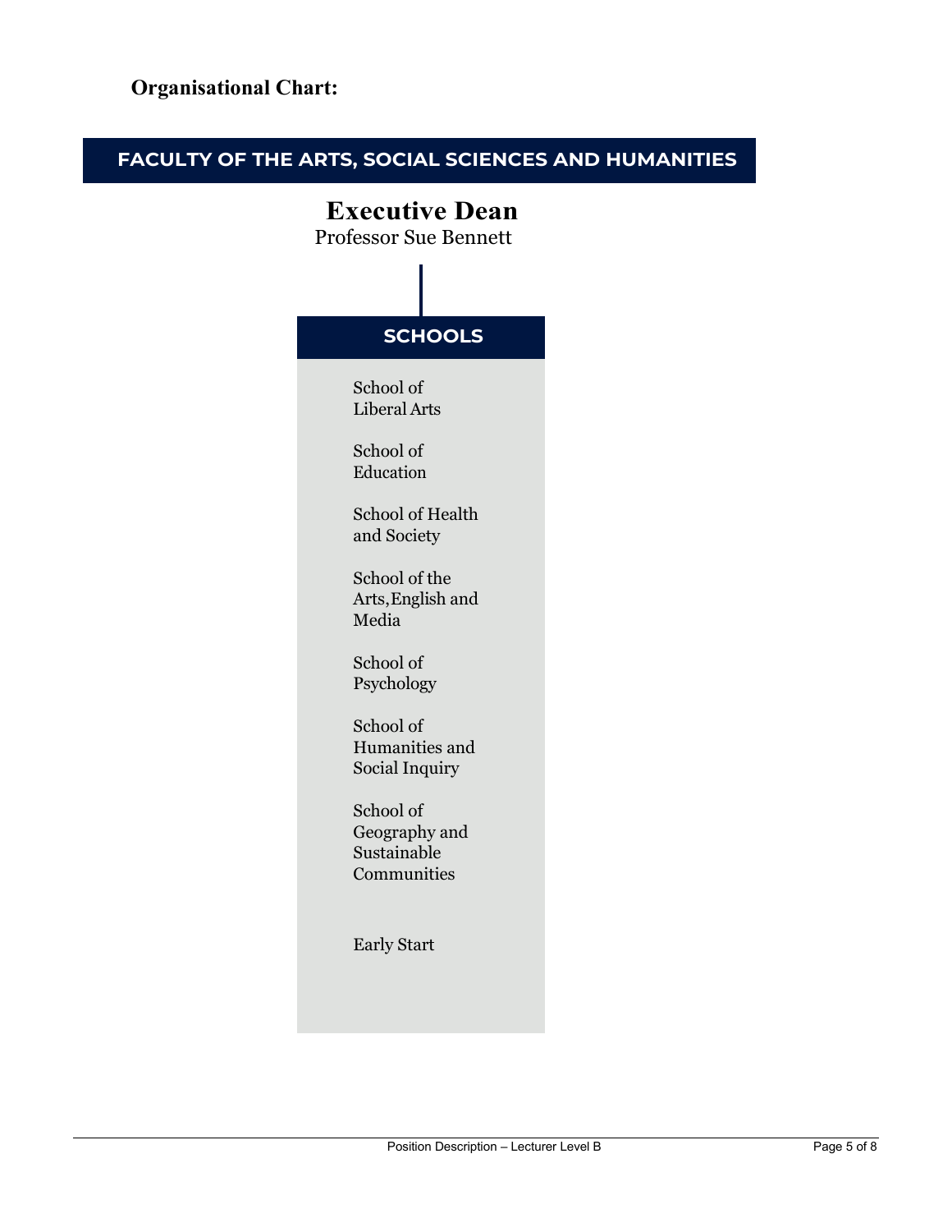**Organisational Chart:**

## FACULTY OF THE ARTS, SOCIAL SCIENCES AND HUMANITIES

### Executive Dean

Professor Sue Bennett

### SCHOOLS

- School of Liberal Arts
- School of Education
- School of Health and Society
- School of the Arts, English and Media
- School of Psychology
- School of Humanities and Social Inquiry
- School of Geography and Sustainable Communities
- Early Start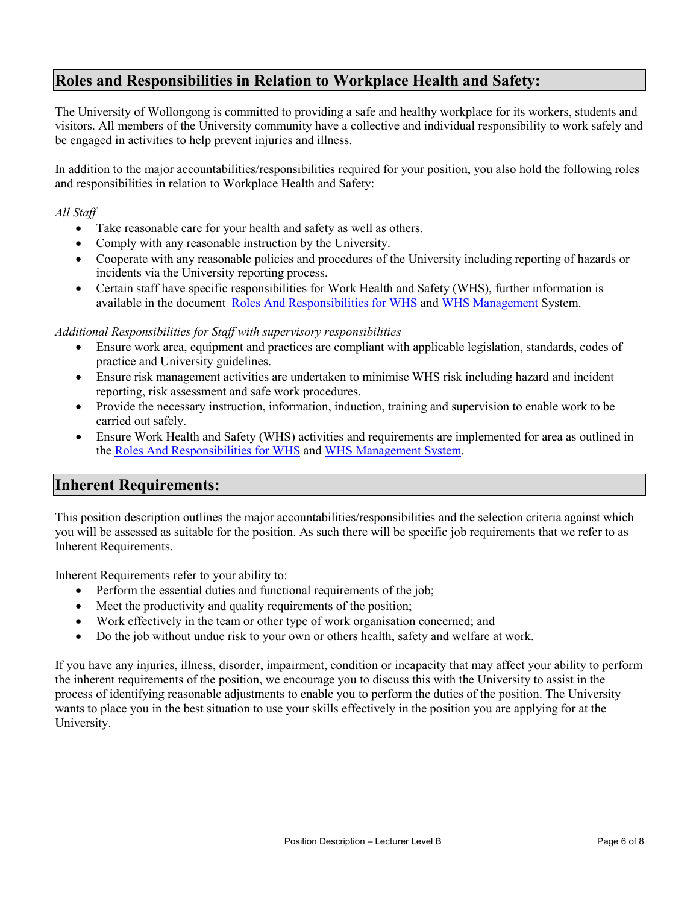## Roles and Responsibilities in Relation to Workplace Health and Safety:

The University of Wollongong is committed to providing a safe and healthy workplace for its workers, students and visitors. All members of the University community have a collective and individual responsibility to work safely and be engaged in activities to help prevent injuries and illness.

In addition to the major accountabilities/responsibilities required for your position, you also hold the following roles and responsibilities in relation to Workplace Health and Safety:

*All Staff*

- Take reasonable care for your health and safety as well as others.
- Comply with any reasonable instruction by the University.
- Cooperate with any reasonable policies and procedures of the University including reporting of hazards or incidents via the University reporting process.
- Certain staff have specific responsibilities for Work Health and Safety (WHS), further information is available in the document Roles And Responsibilities for WHS and WHS Management System.

*Additional Responsibilities for Staff with supervisory responsibilities*

- Ensure work area, equipment and practices are compliant with applicable legislation, standards, codes of practice and University guidelines.
- Ensure risk management activities are undertaken to minimise WHS risk including hazard and incident reporting, risk assessment and safe work procedures.
- Provide the necessary instruction, information, induction, training and supervision to enable work to be carried out safely.
- Ensure Work Health and Safety (WHS) activities and requirements are implemented for area as outlined in the Roles And Responsibilities for WHS and WHS Management System.

## Inherent Requirements:

This position description outlines the major accountabilities/responsibilities and the selection criteria against which you will be assessed as suitable for the position. As such there will be specific job requirements that we refer to as Inherent Requirements.

Inherent Requirements refer to your ability to:

- Perform the essential duties and functional requirements of the job;
- Meet the productivity and quality requirements of the position;
- Work effectively in the team or other type of work organisation concerned; and
- Do the job without undue risk to your own or others health, safety and welfare at work.

If you have any injuries, illness, disorder, impairment, condition or incapacity that may affect your ability to perform the inherent requirements of the position, we encourage you to discuss this with the University to assist in the process of identifying reasonable adjustments to enable you to perform the duties of the position. The University wants to place you in the best situation to use your skills effectively in the position you are applying for at the University.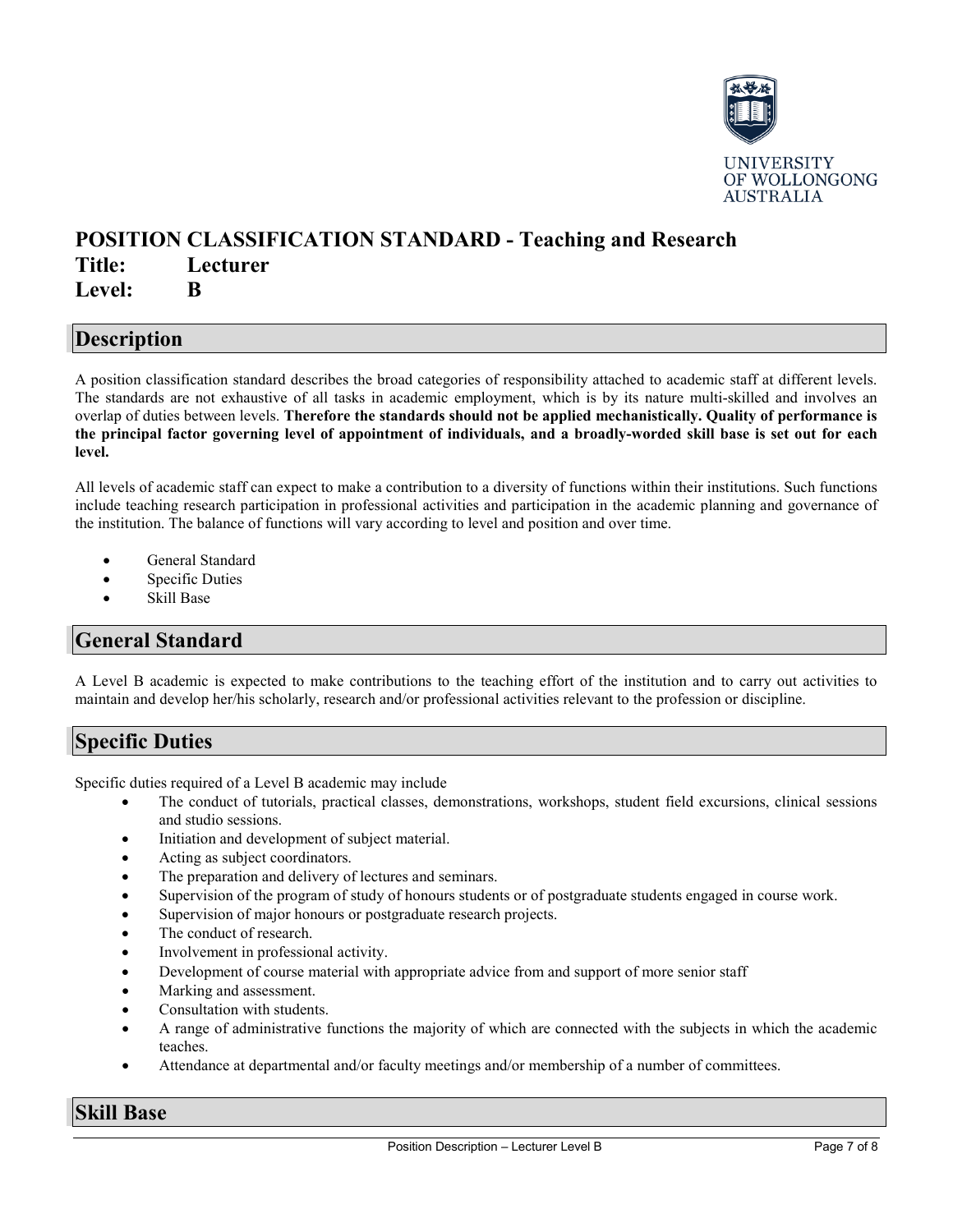# POSITION CLASSIFICATION STANDARD - Teaching and Research

**Title: Lecturer**

**Level: B**

## Description

A position classification standard describes the broad categories of responsibility attached to academic staff at different levels. The standards are not exhaustive of all tasks in academic employment, which is by its nature multi-skilled and involves an overlap of duties between levels. **Therefore the standards should not be applied mechanistically. Quality of performance is the principal factor governing level of appointment of individuals, and a broadly-worded skill base is set out for each level.**

All levels of academic staff can expect to make a contribution to a diversity of functions within their institutions. Such functions include teaching research participation in professional activities and participation in the academic planning and governance of the institution. The balance of functions will vary according to level and position and over time.

- General Standard
- Specific Duties
- Skill Base

## General Standard

A Level B academic is expected to make contributions to the teaching effort of the institution and to carry out activities to maintain and develop her/his scholarly, research and/or professional activities relevant to the profession or discipline.

## Specific Duties

Specific duties required of a Level B academic may include

- The conduct of tutorials, practical classes, demonstrations, workshops, student field excursions, clinical sessions and studio sessions.
- Initiation and development of subject material.
- Acting as subject coordinators.
- The preparation and delivery of lectures and seminars.
- Supervision of the program of study of honours students or of postgraduate students engaged in course work.
- Supervision of major honours or postgraduate research projects.
- The conduct of research.
- Involvement in professional activity.
- Development of course material with appropriate advice from and support of more senior staff
- Marking and assessment.
- Consultation with students.
- A range of administrative functions the majority of which are connected with the subjects in which the academic teaches.
- Attendance at departmental and/or faculty meetings and/or membership of a number of committees.

## Skill Base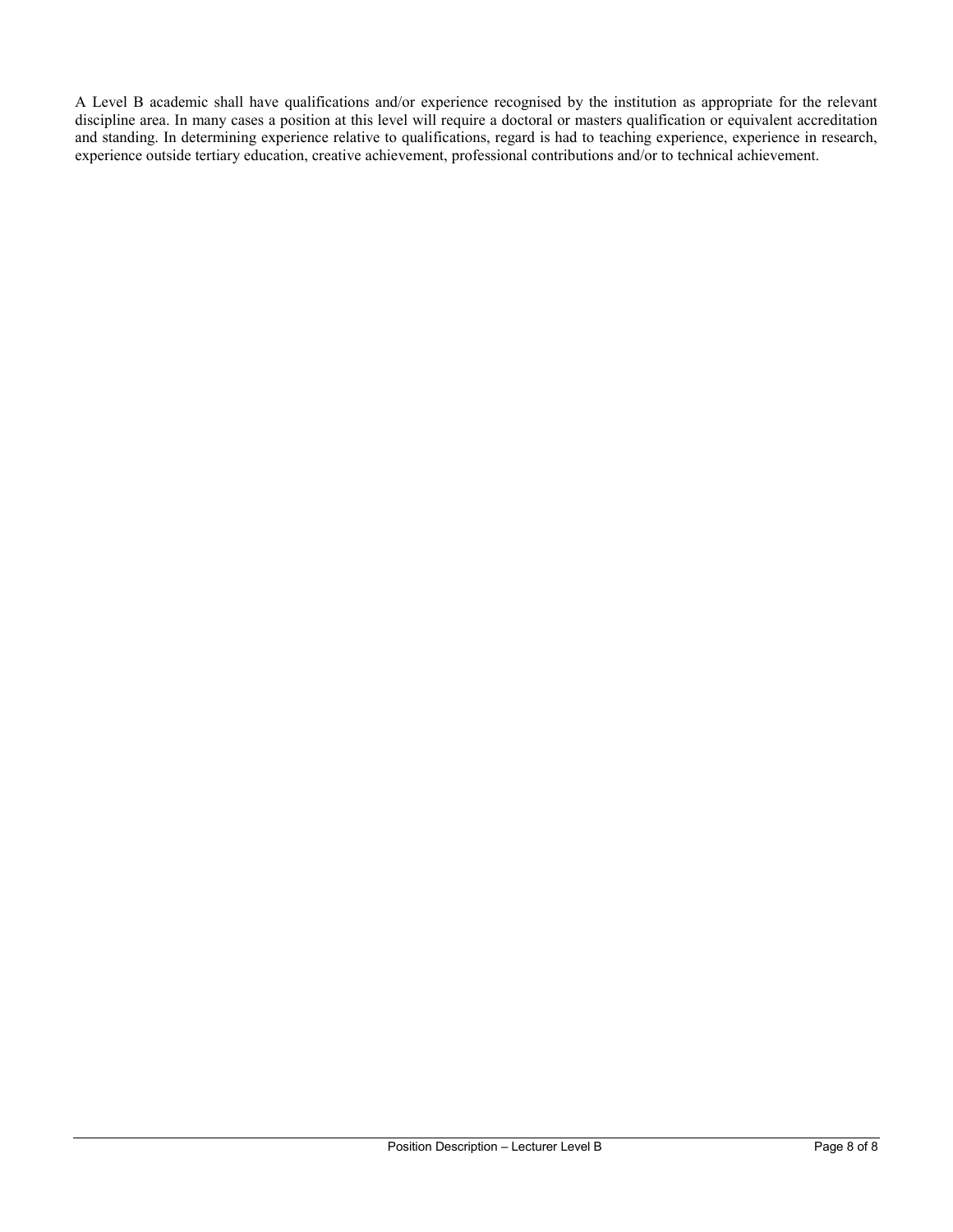A Level B academic shall have qualifications and/or experience recognised by the institution as appropriate for the relevant discipline area. In many cases a position at this level will require a doctoral or masters qualification or equivalent accreditation and standing. In determining experience relative to qualifications, regard is had to teaching experience, experience in research, experience outside tertiary education, creative achievement, professional contributions and/or to technical achievement.